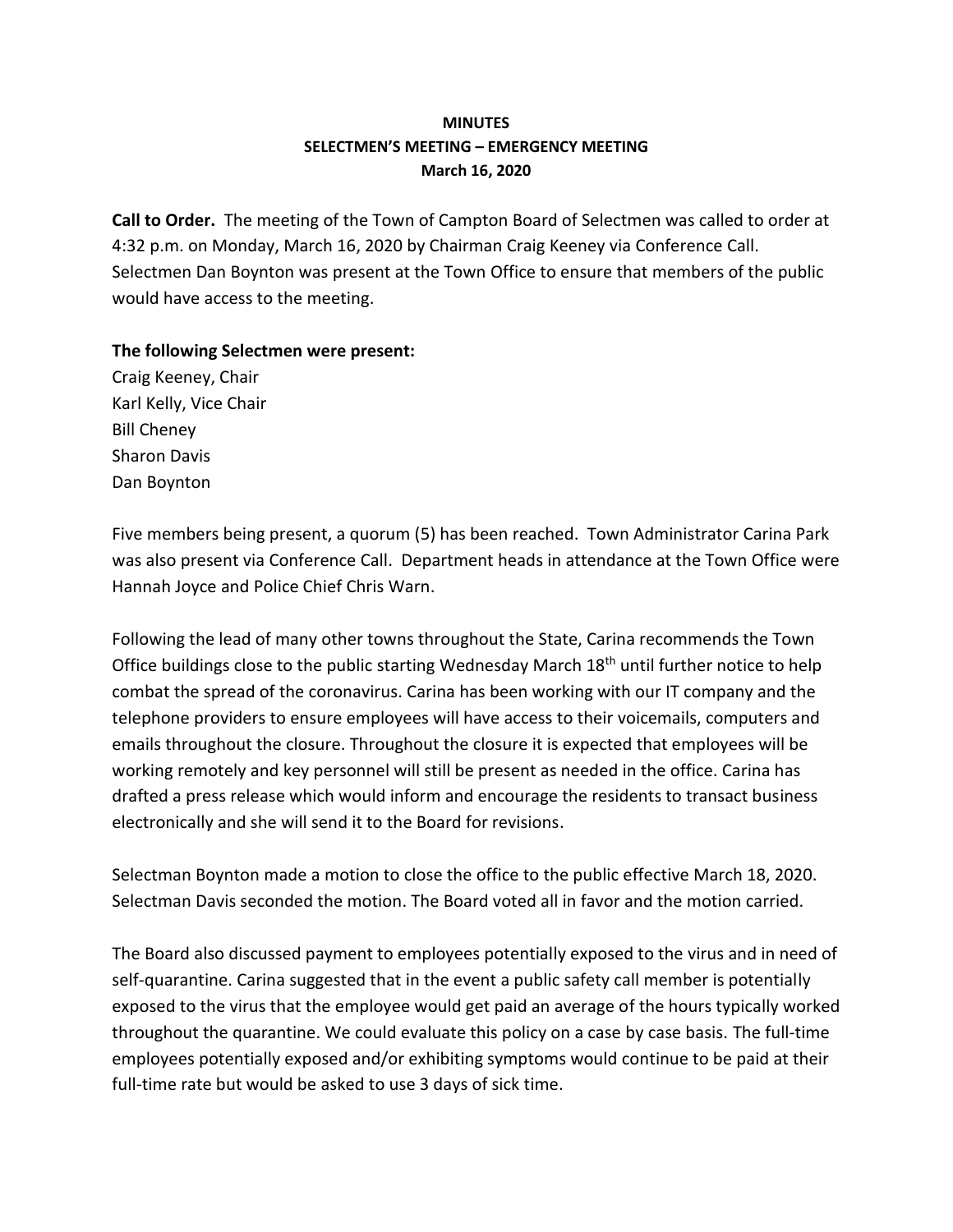**MINUTES**
**SELECTMEN'S MEETING – EMERGENCY MEETING**
**March 16, 2020**

**Call to Order.** The meeting of the Town of Campton Board of Selectmen was called to order at 4:32 p.m. on Monday, March 16, 2020 by Chairman Craig Keeney via Conference Call. Selectmen Dan Boynton was present at the Town Office to ensure that members of the public would have access to the meeting.

**The following Selectmen were present:**
Craig Keeney, Chair
Karl Kelly, Vice Chair
Bill Cheney
Sharon Davis
Dan Boynton

Five members being present, a quorum (5) has been reached. Town Administrator Carina Park was also present via Conference Call. Department heads in attendance at the Town Office were Hannah Joyce and Police Chief Chris Warn.

Following the lead of many other towns throughout the State, Carina recommends the Town Office buildings close to the public starting Wednesday March 18th until further notice to help combat the spread of the coronavirus. Carina has been working with our IT company and the telephone providers to ensure employees will have access to their voicemails, computers and emails throughout the closure. Throughout the closure it is expected that employees will be working remotely and key personnel will still be present as needed in the office. Carina has drafted a press release which would inform and encourage the residents to transact business electronically and she will send it to the Board for revisions.

Selectman Boynton made a motion to close the office to the public effective March 18, 2020. Selectman Davis seconded the motion. The Board voted all in favor and the motion carried.

The Board also discussed payment to employees potentially exposed to the virus and in need of self-quarantine. Carina suggested that in the event a public safety call member is potentially exposed to the virus that the employee would get paid an average of the hours typically worked throughout the quarantine. We could evaluate this policy on a case by case basis. The full-time employees potentially exposed and/or exhibiting symptoms would continue to be paid at their full-time rate but would be asked to use 3 days of sick time.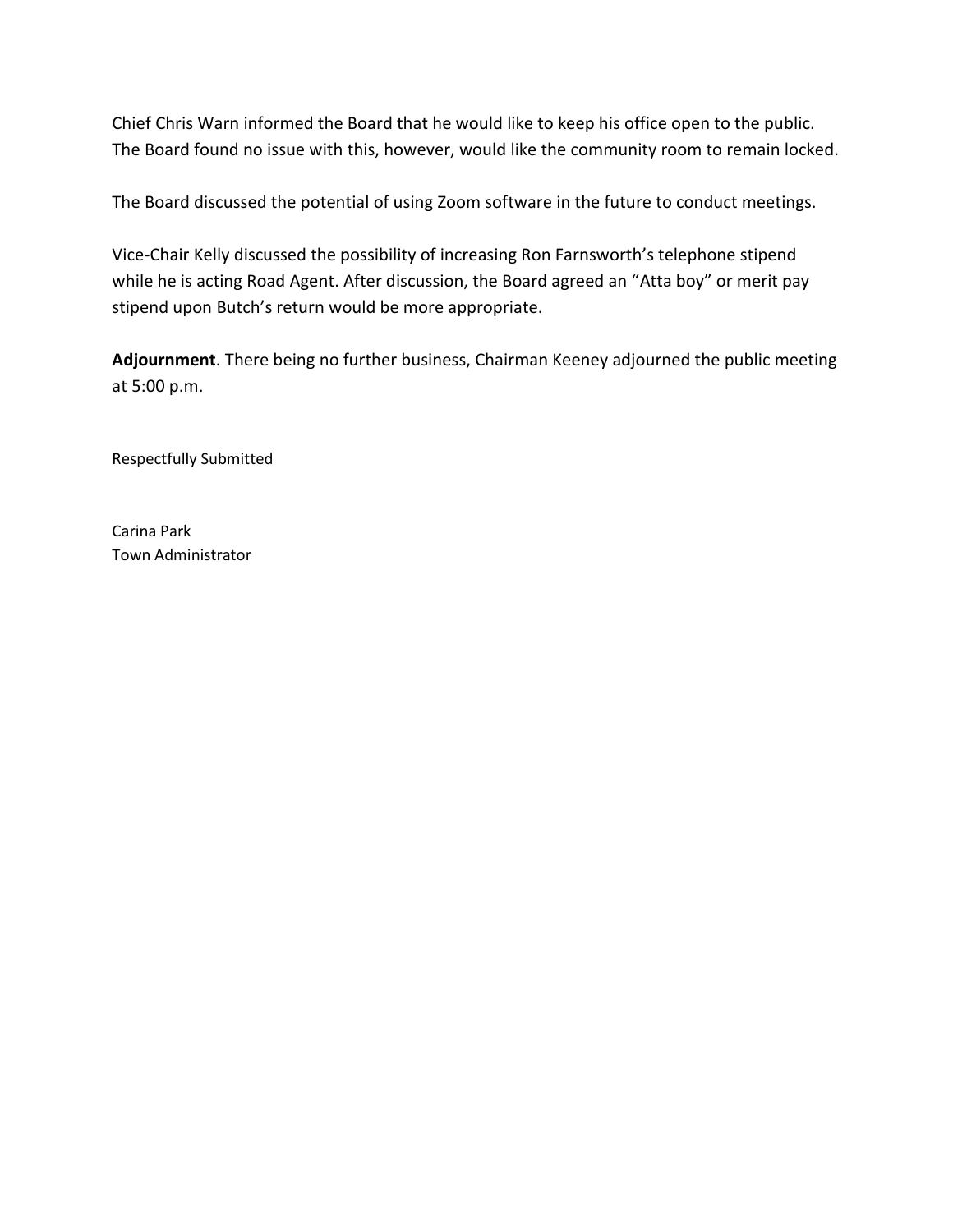Chief Chris Warn informed the Board that he would like to keep his office open to the public. The Board found no issue with this, however, would like the community room to remain locked.

The Board discussed the potential of using Zoom software in the future to conduct meetings.

Vice-Chair Kelly discussed the possibility of increasing Ron Farnsworth's telephone stipend while he is acting Road Agent. After discussion, the Board agreed an "Atta boy" or merit pay stipend upon Butch's return would be more appropriate.

**Adjournment**. There being no further business, Chairman Keeney adjourned the public meeting at 5:00 p.m.

Respectfully Submitted

Carina Park
Town Administrator